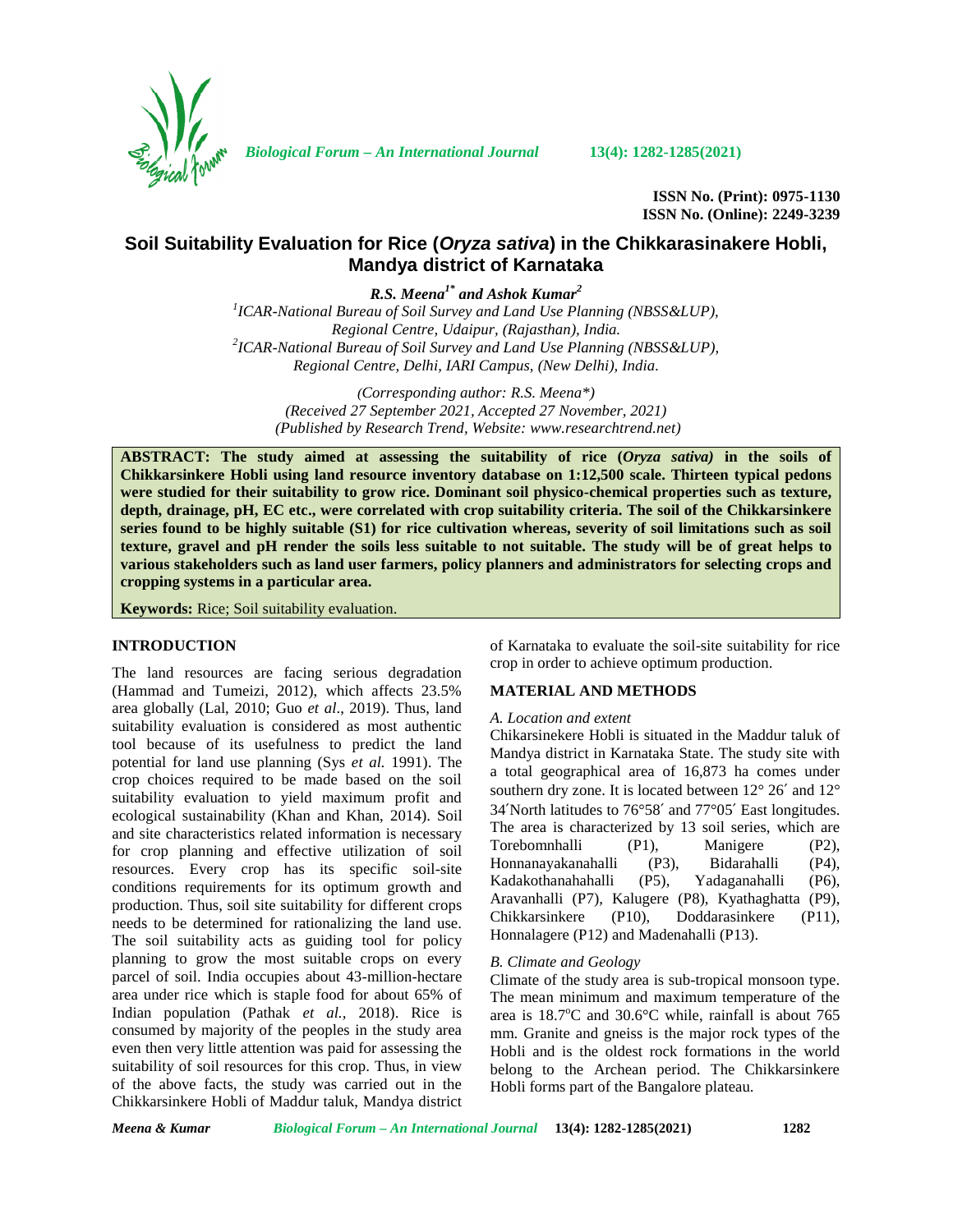ISSN No. (Print): 0975-1130
ISSN No. (Online): 2249-3239

# Soil Suitability Evaluation for Rice (*Oryza sativa*) in the Chikkarasinakere Hobli, Mandya district of Karnataka

***R.S. Meena[1*] and Ashok Kumar[2]***

*[1]ICAR-National Bureau of Soil Survey and Land Use Planning (NBSS&LUP), Regional Centre, Udaipur, (Rajasthan), India.*
*[2]ICAR-National Bureau of Soil Survey and Land Use Planning (NBSS&LUP), Regional Centre, Delhi, IARI Campus, (New Delhi), India.*

*(Corresponding author: R.S. Meena\*)*
*(Received 27 September 2021, Accepted 27 November, 2021)*
*(Published by Research Trend, Website: www.researchtrend.net)*

**ABSTRACT: The study aimed at assessing the suitability of rice (*Oryza sativa)* in the soils of Chikkarsinkere Hobli using land resource inventory database on 1:12,500 scale. Thirteen typical pedons were studied for their suitability to grow rice. Dominant soil physico-chemical properties such as texture, depth, drainage, pH, EC etc., were correlated with crop suitability criteria. The soil of the Chikkarsinkere series found to be highly suitable (S1) for rice cultivation whereas, severity of soil limitations such as soil texture, gravel and pH render the soils less suitable to not suitable. The study will be of great helps to various stakeholders such as land user farmers, policy planners and administrators for selecting crops and cropping systems in a particular area.**

**Keywords:** Rice; Soil suitability evaluation.

## INTRODUCTION

The land resources are facing serious degradation (Hammad and Tumeizi, 2012), which affects 23.5% area globally (Lal, 2010; Guo *et al*., 2019). Thus, land suitability evaluation is considered as most authentic tool because of its usefulness to predict the land potential for land use planning (Sys *et al.* 1991). The crop choices required to be made based on the soil suitability evaluation to yield maximum profit and ecological sustainability (Khan and Khan, 2014). Soil and site characteristics related information is necessary for crop planning and effective utilization of soil resources. Every crop has its specific soil-site conditions requirements for its optimum growth and production. Thus, soil site suitability for different crops needs to be determined for rationalizing the land use. The soil suitability acts as guiding tool for policy planning to grow the most suitable crops on every parcel of soil. India occupies about 43-million-hectare area under rice which is staple food for about 65% of Indian population (Pathak *et al.,* 2018). Rice is consumed by majority of the peoples in the study area even then very little attention was paid for assessing the suitability of soil resources for this crop. Thus, in view of the above facts, the study was carried out in the Chikkarsinkere Hobli of Maddur taluk, Mandya district of Karnataka to evaluate the soil-site suitability for rice crop in order to achieve optimum production.

## MATERIAL AND METHODS

*A. Location and extent*

Chikarsinekere Hobli is situated in the Maddur taluk of Mandya district in Karnataka State. The study site with a total geographical area of 16,873 ha comes under southern dry zone. It is located between 12° 26′ and 12° 34′North latitudes to 76°58′ and 77°05′ East longitudes. The area is characterized by 13 soil series, which are Torebomnhalli (P1), Manigere (P2), Honnanayakanahalli (P3), Bidarahalli (P4), Kadakothanahahalli (P5), Yadaganahalli (P6), Aravanhalli (P7), Kalugere (P8), Kyathaghatta (P9), Chikkarsinkere (P10), Doddarasinkere (P11), Honnalagere (P12) and Madenahalli (P13).

*B. Climate and Geology*

Climate of the study area is sub-tropical monsoon type. The mean minimum and maximum temperature of the area is 18.7°C and 30.6°C while, rainfall is about 765 mm. Granite and gneiss is the major rock types of the Hobli and is the oldest rock formations in the world belong to the Archean period. The Chikkarsinkere Hobli forms part of the Bangalore plateau.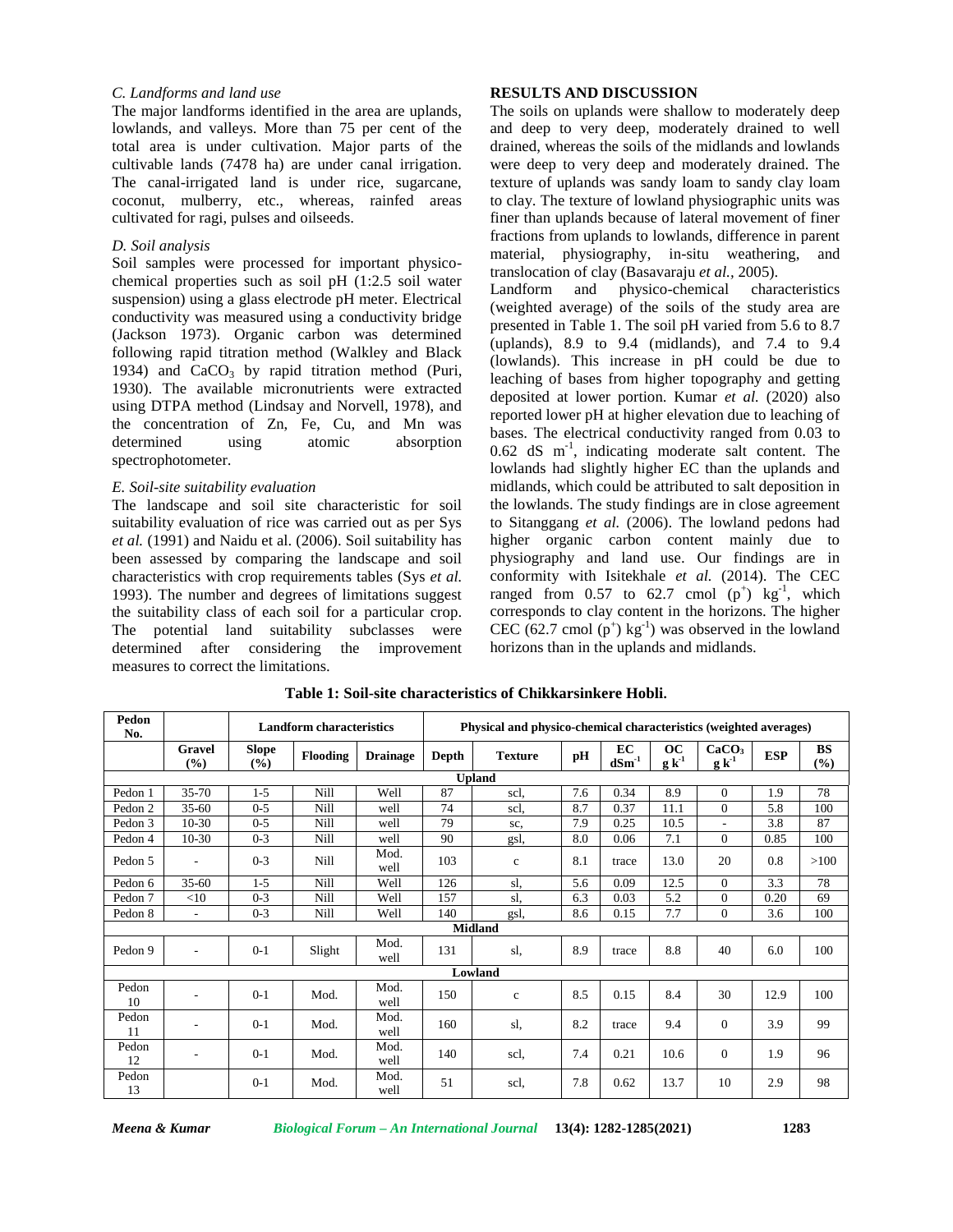### C. Landforms and land use

The major landforms identified in the area are uplands, lowlands, and valleys. More than 75 per cent of the total area is under cultivation. Major parts of the cultivable lands (7478 ha) are under canal irrigation. The canal-irrigated land is under rice, sugarcane, coconut, mulberry, etc., whereas, rainfed areas cultivated for ragi, pulses and oilseeds.

### D. Soil analysis

Soil samples were processed for important physico-chemical properties such as soil pH (1:2.5 soil water suspension) using a glass electrode pH meter. Electrical conductivity was measured using a conductivity bridge (Jackson 1973). Organic carbon was determined following rapid titration method (Walkley and Black 1934) and $CaCO_3$ by rapid titration method (Puri, 1930). The available micronutrients were extracted using DTPA method (Lindsay and Norvell, 1978), and the concentration of Zn, Fe, Cu, and Mn was determined using atomic absorption spectrophotometer.

### E. Soil-site suitability evaluation

The landscape and soil site characteristic for soil suitability evaluation of rice was carried out as per Sys *et al.* (1991) and Naidu et al. (2006). Soil suitability has been assessed by comparing the landscape and soil characteristics with crop requirements tables (Sys *et al.* 1993). The number and degrees of limitations suggest the suitability class of each soil for a particular crop. The potential land suitability subclasses were determined after considering the improvement measures to correct the limitations.

## RESULTS AND DISCUSSION

The soils on uplands were shallow to moderately deep and deep to very deep, moderately drained to well drained, whereas the soils of the midlands and lowlands were deep to very deep and moderately drained. The texture of uplands was sandy loam to sandy clay loam to clay. The texture of lowland physiographic units was finer than uplands because of lateral movement of finer fractions from uplands to lowlands, difference in parent material, physiography, in-situ weathering, and translocation of clay (Basavaraju *et al.*, 2005).

Landform and physico-chemical characteristics (weighted average) of the soils of the study area are presented in Table 1. The soil pH varied from 5.6 to 8.7 (uplands), 8.9 to 9.4 (midlands), and 7.4 to 9.4 (lowlands). This increase in pH could be due to leaching of bases from higher topography and getting deposited at lower portion. Kumar *et al.* (2020) also reported lower pH at higher elevation due to leaching of bases. The electrical conductivity ranged from 0.03 to 0.62 dS $m^{-1}$, indicating moderate salt content. The lowlands had slightly higher EC than the uplands and midlands, which could be attributed to salt deposition in the lowlands. The study findings are in close agreement to Sitanggang *et al.* (2006). The lowland pedons had higher organic carbon content mainly due to physiography and land use. Our findings are in conformity with Isitekhale *et al.* (2014). The CEC ranged from 0.57 to 62.7 cmol $(p^+)$ $kg^{-1}$, which corresponds to clay content in the horizons. The higher CEC (62.7 cmol $(p^+)$ $kg^{-1}$) was observed in the lowland horizons than in the uplands and midlands.

**Table 1: Soil-site characteristics of Chikkarsinkere Hobli.**

| Pedon No. | | Landform characteristics | | | Physical and physico-chemical characteristics (weighted averages) | | | | | | | |
|---|---|---|---|---|---|---|---|---|---|---|---|---|
| | Gravel (%) | Slope (%) | Flooding | Drainage | Depth | Texture | pH | EC $dSm^{-1}$ | OC $g\,k^{-1}$ | $CaCO_3$ $g\,k^{-1}$ | ESP | BS (%) |
| **Upland** | | | | | | | | | | | | |
| Pedon 1 | 35-70 | 1-5 | Nill | Well | 87 | scl, | 7.6 | 0.34 | 8.9 | 0 | 1.9 | 78 |
| Pedon 2 | 35-60 | 0-5 | Nill | well | 74 | scl, | 8.7 | 0.37 | 11.1 | 0 | 5.8 | 100 |
| Pedon 3 | 10-30 | 0-5 | Nill | well | 79 | sc, | 7.9 | 0.25 | 10.5 | - | 3.8 | 87 |
| Pedon 4 | 10-30 | 0-3 | Nill | well | 90 | gsl, | 8.0 | 0.06 | 7.1 | 0 | 0.85 | 100 |
| Pedon 5 | - | 0-3 | Nill | Mod. well | 103 | c | 8.1 | trace | 13.0 | 20 | 0.8 | >100 |
| Pedon 6 | 35-60 | 1-5 | Nill | Well | 126 | sl, | 5.6 | 0.09 | 12.5 | 0 | 3.3 | 78 |
| Pedon 7 | <10 | 0-3 | Nill | Well | 157 | sl, | 6.3 | 0.03 | 5.2 | 0 | 0.20 | 69 |
| Pedon 8 | - | 0-3 | Nill | Well | 140 | gsl, | 8.6 | 0.15 | 7.7 | 0 | 3.6 | 100 |
| **Midland** | | | | | | | | | | | | |
| Pedon 9 | - | 0-1 | Slight | Mod. well | 131 | sl, | 8.9 | trace | 8.8 | 40 | 6.0 | 100 |
| **Lowland** | | | | | | | | | | | | |
| Pedon 10 | - | 0-1 | Mod. | Mod. well | 150 | c | 8.5 | 0.15 | 8.4 | 30 | 12.9 | 100 |
| Pedon 11 | - | 0-1 | Mod. | Mod. well | 160 | sl, | 8.2 | trace | 9.4 | 0 | 3.9 | 99 |
| Pedon 12 | - | 0-1 | Mod. | Mod. well | 140 | scl, | 7.4 | 0.21 | 10.6 | 0 | 1.9 | 96 |
| Pedon 13 | | 0-1 | Mod. | Mod. well | 51 | scl, | 7.8 | 0.62 | 13.7 | 10 | 2.9 | 98 |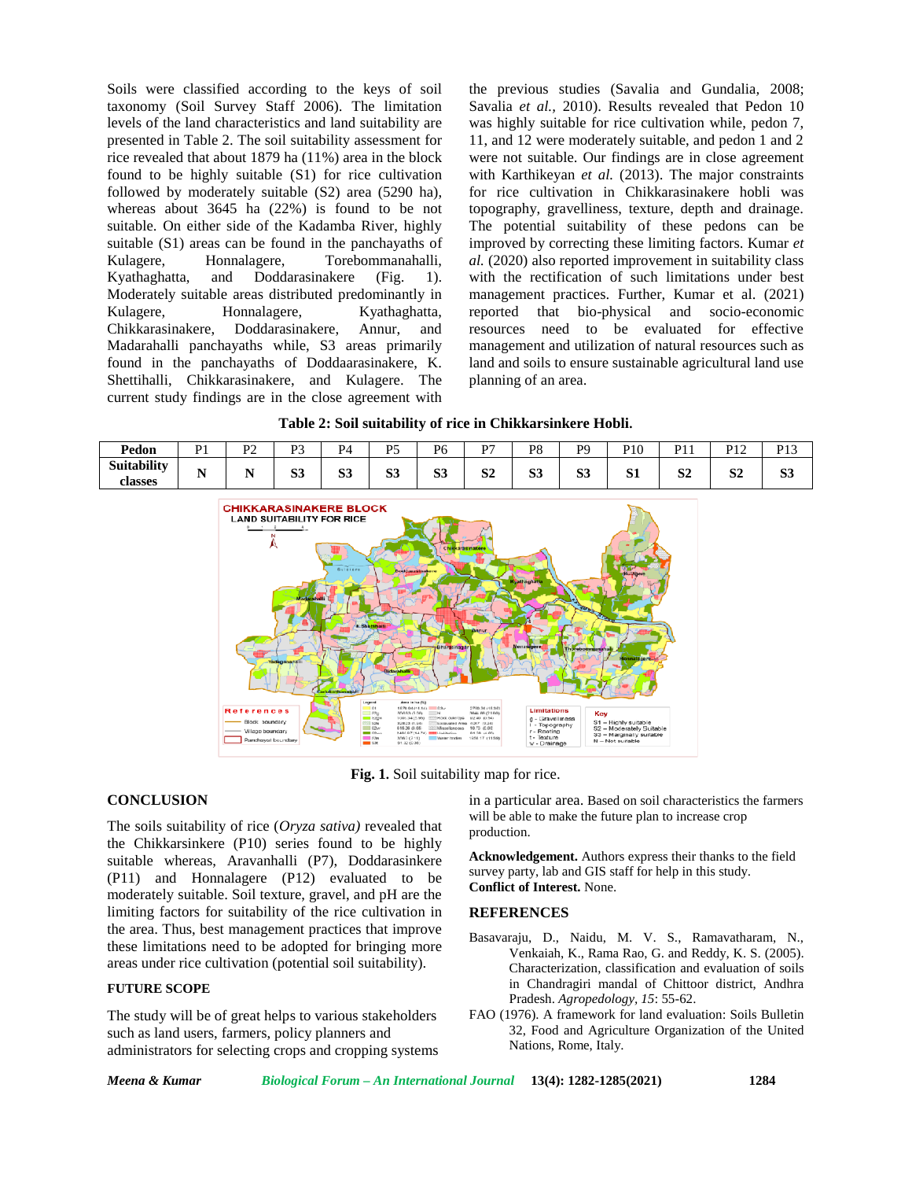Soils were classified according to the keys of soil taxonomy (Soil Survey Staff 2006). The limitation levels of the land characteristics and land suitability are presented in Table 2. The soil suitability assessment for rice revealed that about 1879 ha (11%) area in the block found to be highly suitable (S1) for rice cultivation followed by moderately suitable (S2) area (5290 ha), whereas about 3645 ha (22%) is found to be not suitable. On either side of the Kadamba River, highly suitable (S1) areas can be found in the panchayaths of Kulagere, Honnalagere, Torebommanahalli, Kyathaghatta, and Doddarasinakere (Fig. 1). Moderately suitable areas distributed predominantly in Kulagere, Honnalagere, Kyathaghatta, Chikkarasinakere, Doddarasinakere, Annur, and Madarahalli panchayaths while, S3 areas primarily found in the panchayaths of Doddaarasinakere, K. Shettihalli, Chikkarasinakere, and Kulagere. The current study findings are in the close agreement with the previous studies (Savalia and Gundalia, 2008; Savalia *et al.*, 2010). Results revealed that Pedon 10 was highly suitable for rice cultivation while, pedon 7, 11, and 12 were moderately suitable, and pedon 1 and 2 were not suitable. Our findings are in close agreement with Karthikeyan *et al.* (2013). The major constraints for rice cultivation in Chikkarasinakere hobli was topography, gravelliness, texture, depth and drainage. The potential suitability of these pedons can be improved by correcting these limiting factors. Kumar *et al.* (2020) also reported improvement in suitability class with the rectification of such limitations under best management practices. Further, Kumar et al. (2021) reported that bio-physical and socio-economic resources need to be evaluated for effective management and utilization of natural resources such as land and soils to ensure sustainable agricultural land use planning of an area.

**Table 2: Soil suitability of rice in Chikkarsinkere Hobli.**

| Pedon | P1 | P2 | P3 | P4 | P5 | P6 | P7 | P8 | P9 | P10 | P11 | P12 | P13 |
|---|---|---|---|---|---|---|---|---|---|---|---|---|---|
| **Suitability classes** | **N** | **N** | **S3** | **S3** | **S3** | **S3** | **S2** | **S3** | **S3** | **S1** | **S2** | **S2** | **S3** |

**Fig. 1.** Soil suitability map for rice.

## CONCLUSION

The soils suitability of rice (*Oryza sativa)* revealed that the Chikkarsinkere (P10) series found to be highly suitable whereas, Aravanhalli (P7), Doddarasinkere (P11) and Honnalagere (P12) evaluated to be moderately suitable. Soil texture, gravel, and pH are the limiting factors for suitability of the rice cultivation in the area. Thus, best management practices that improve these limitations need to be adopted for bringing more areas under rice cultivation (potential soil suitability).

### FUTURE SCOPE

The study will be of great helps to various stakeholders such as land users, farmers, policy planners and administrators for selecting crops and cropping systems in a particular area. Based on soil characteristics the farmers will be able to make the future plan to increase crop production.

**Acknowledgement.** Authors express their thanks to the field survey party, lab and GIS staff for help in this study.
**Conflict of Interest.** None.

## REFERENCES

Basavaraju, D., Naidu, M. V. S., Ramavatharam, N., Venkaiah, K., Rama Rao, G. and Reddy, K. S. (2005). Characterization, classification and evaluation of soils in Chandragiri mandal of Chittoor district, Andhra Pradesh. *Agropedology*, *15*: 55-62.

FAO (1976). A framework for land evaluation: Soils Bulletin 32, Food and Agriculture Organization of the United Nations, Rome, Italy.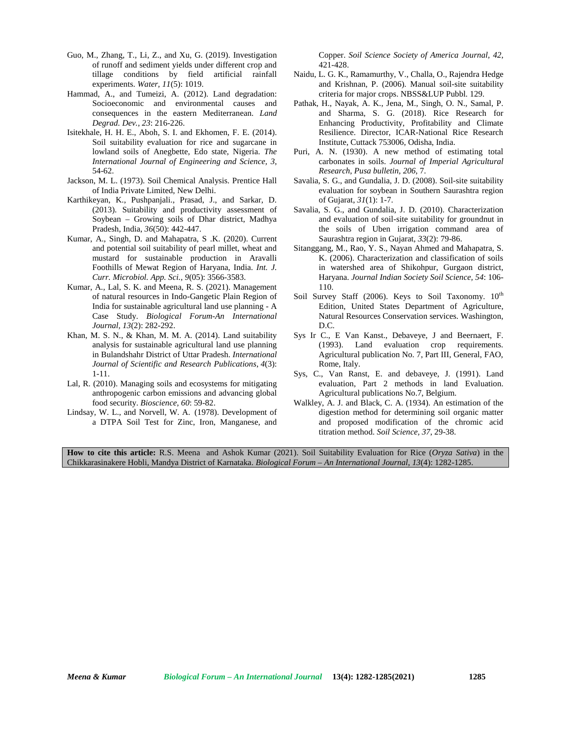Guo, M., Zhang, T., Li, Z., and Xu, G. (2019). Investigation of runoff and sediment yields under different crop and tillage conditions by field artificial rainfall experiments. *Water, 11*(5): 1019.

Hammad, A., and Tumeizi, A. (2012). Land degradation: Socioeconomic and environmental causes and consequences in the eastern Mediterranean. *Land Degrad. Dev., 23*: 216-226.

Isitekhale, H. H. E., Aboh, S. I. and Ekhomen, F. E. (2014). Soil suitability evaluation for rice and sugarcane in lowland soils of Anegbette, Edo state, Nigeria. *The International Journal of Engineering and Science, 3*, 54-62.

Jackson, M. L. (1973). Soil Chemical Analysis. Prentice Hall of India Private Limited, New Delhi.

Karthikeyan, K., Pushpanjali., Prasad, J., and Sarkar, D. (2013). Suitability and productivity assessment of Soybean – Growing soils of Dhar district, Madhya Pradesh, India, *36*(50): 442-447.

Kumar, A., Singh, D. and Mahapatra, S .K. (2020). Current and potential soil suitability of pearl millet, wheat and mustard for sustainable production in Aravalli Foothills of Mewat Region of Haryana, India. *Int. J. Curr. Microbiol. App. Sci., 9*(05): 3566-3583.

Kumar, A., Lal, S. K. and Meena, R. S. (2021). Management of natural resources in Indo-Gangetic Plain Region of India for sustainable agricultural land use planning - A Case Study. *Biological Forum-An International Journal, 13*(2): 282-292.

Khan, M. S. N., & Khan, M. M. A. (2014). Land suitability analysis for sustainable agricultural land use planning in Bulandshahr District of Uttar Pradesh. *International Journal of Scientific and Research Publications, 4*(3): 1-11.

Lal, R. (2010). Managing soils and ecosystems for mitigating anthropogenic carbon emissions and advancing global food security. *Bioscience, 60*: 59-82.

Lindsay, W. L., and Norvell, W. A. (1978). Development of a DTPA Soil Test for Zinc, Iron, Manganese, and Copper. *Soil Science Society of America Journal, 42*, 421-428.

Naidu, L. G. K., Ramamurthy, V., Challa, O., Rajendra Hedge and Krishnan, P. (2006). Manual soil-site suitability criteria for major crops. NBSS&LUP Pubbl. 129.

Pathak, H., Nayak, A. K., Jena, M., Singh, O. N., Samal, P. and Sharma, S. G. (2018). Rice Research for Enhancing Productivity, Profitability and Climate Resilience. Director, ICAR-National Rice Research Institute, Cuttack 753006, Odisha, India.

Puri, A. N. (1930). A new method of estimating total carbonates in soils. *Journal of Imperial Agricultural Research, Pusa bulletin, 206*, 7.

Savalia, S. G., and Gundalia, J. D. (2008). Soil-site suitability evaluation for soybean in Southern Saurashtra region of Gujarat, *31*(1): 1-7.

Savalia, S. G., and Gundalia, J. D. (2010). Characterization and evaluation of soil-site suitability for groundnut in the soils of Uben irrigation command area of Saurashtra region in Gujarat, *33*(2): 79-86.

Sitanggang, M., Rao, Y. S., Nayan Ahmed and Mahapatra, S. K. (2006). Characterization and classification of soils in watershed area of Shikohpur, Gurgaon district, Haryana. *Journal Indian Society Soil Science, 54*: 106-110.

Soil Survey Staff (2006). Keys to Soil Taxonomy. 10th Edition, United States Department of Agriculture, Natural Resources Conservation services. Washington, D.C.

Sys Ir C., E Van Kanst., Debaveye, J and Beernaert, F. (1993). Land evaluation crop requirements. Agricultural publication No. 7, Part III, General, FAO, Rome, Italy.

Sys, C., Van Ranst, E. and debaveye, J. (1991). Land evaluation, Part 2 methods in land Evaluation. Agricultural publications No.7, Belgium.

Walkley, A. J. and Black, C. A. (1934). An estimation of the digestion method for determining soil organic matter and proposed modification of the chromic acid titration method. *Soil Science, 37*, 29-38.

**How to cite this article:** R.S. Meena and Ashok Kumar (2021). Soil Suitability Evaluation for Rice (*Oryza Sativa*) in the Chikkarasinakere Hobli, Mandya District of Karnataka. *Biological Forum – An International Journal, 13*(4): 1282-1285.